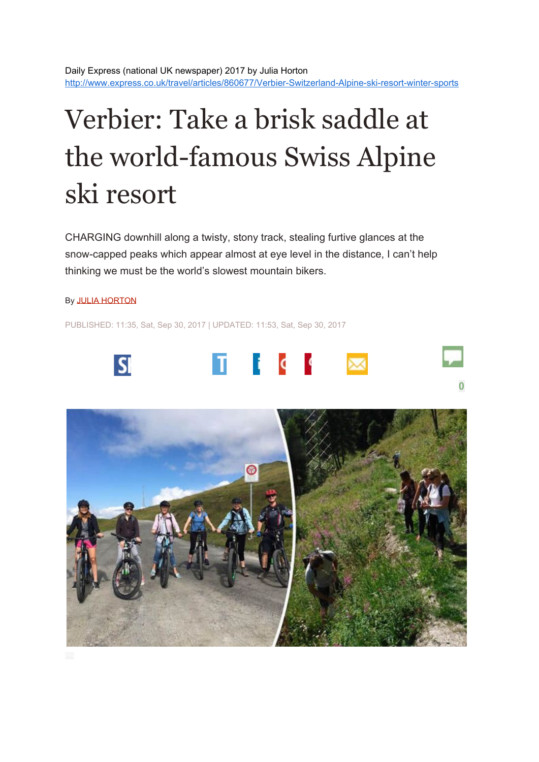Daily Express (national UK newspaper) 2017 by Julia Horton
http://www.express.co.uk/travel/articles/860677/Verbier-Switzerland-Alpine-ski-resort-winter-sports

# Verbier: Take a brisk saddle at the world-famous Swiss Alpine ski resort

CHARGING downhill along a twisty, stony track, stealing furtive glances at the snow-capped peaks which appear almost at eye level in the distance, I can't help thinking we must be the world's slowest mountain bikers.

By JULIA HORTON

PUBLISHED: 11:35, Sat, Sep 30, 2017 | UPDATED: 11:53, Sat, Sep 30, 2017

0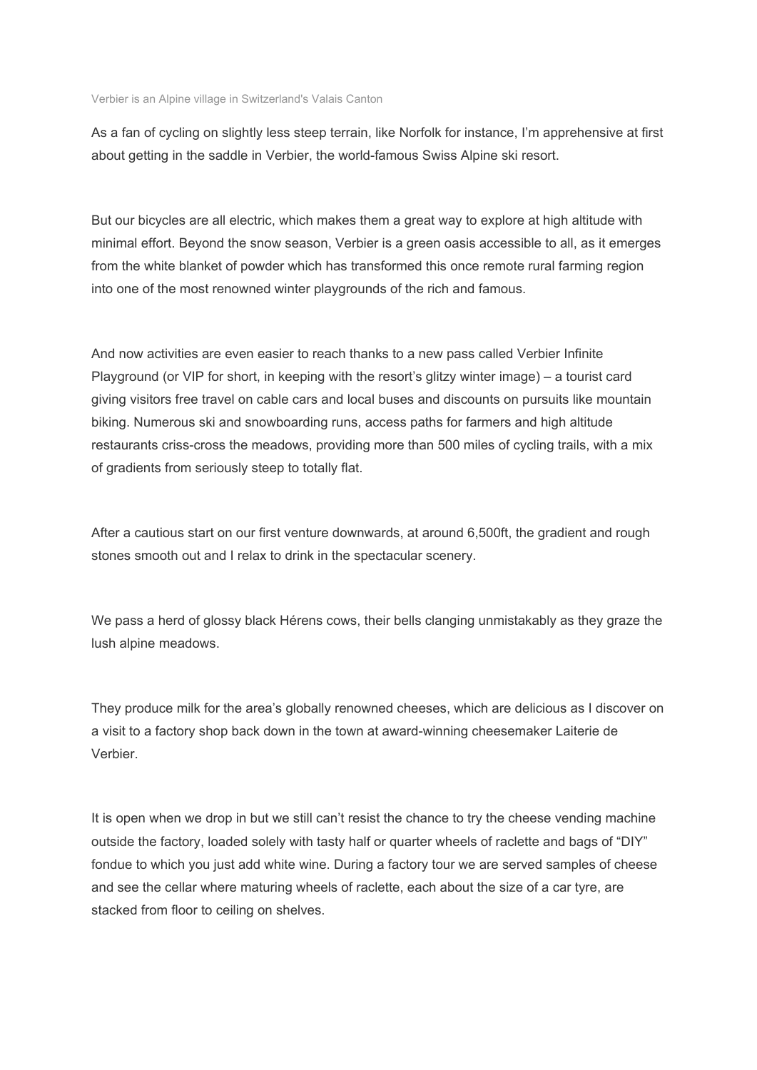Verbier is an Alpine village in Switzerland's Valais Canton

As a fan of cycling on slightly less steep terrain, like Norfolk for instance, I'm apprehensive at first about getting in the saddle in Verbier, the world-famous Swiss Alpine ski resort.

But our bicycles are all electric, which makes them a great way to explore at high altitude with minimal effort. Beyond the snow season, Verbier is a green oasis accessible to all, as it emerges from the white blanket of powder which has transformed this once remote rural farming region into one of the most renowned winter playgrounds of the rich and famous.

And now activities are even easier to reach thanks to a new pass called Verbier Infinite Playground (or VIP for short, in keeping with the resort's glitzy winter image) – a tourist card giving visitors free travel on cable cars and local buses and discounts on pursuits like mountain biking. Numerous ski and snowboarding runs, access paths for farmers and high altitude restaurants criss-cross the meadows, providing more than 500 miles of cycling trails, with a mix of gradients from seriously steep to totally flat.

After a cautious start on our first venture downwards, at around 6,500ft, the gradient and rough stones smooth out and I relax to drink in the spectacular scenery.

We pass a herd of glossy black Hérens cows, their bells clanging unmistakably as they graze the lush alpine meadows.

They produce milk for the area's globally renowned cheeses, which are delicious as I discover on a visit to a factory shop back down in the town at award-winning cheesemaker Laiterie de Verbier.

It is open when we drop in but we still can't resist the chance to try the cheese vending machine outside the factory, loaded solely with tasty half or quarter wheels of raclette and bags of "DIY" fondue to which you just add white wine. During a factory tour we are served samples of cheese and see the cellar where maturing wheels of raclette, each about the size of a car tyre, are stacked from floor to ceiling on shelves.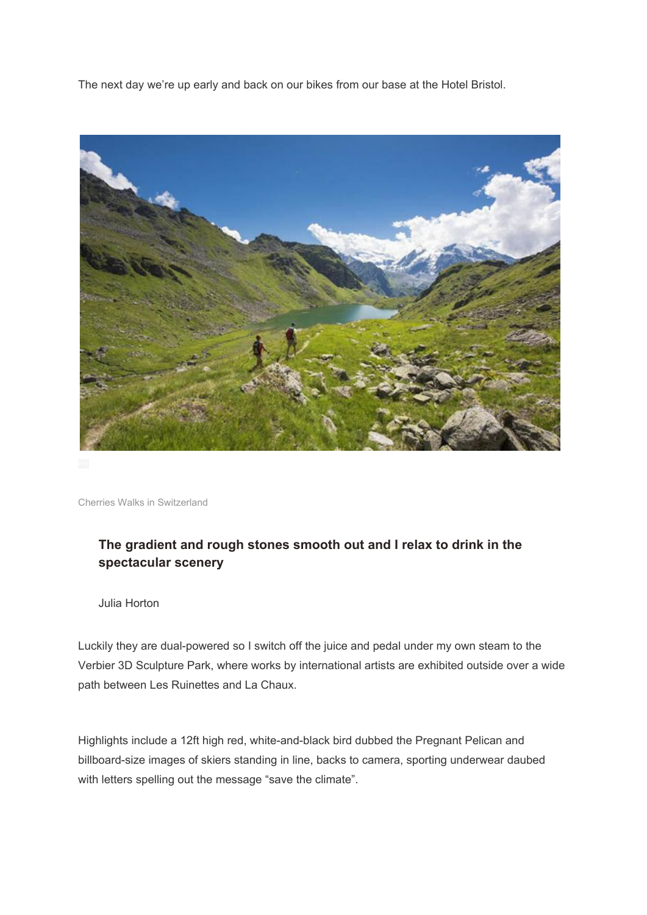The next day we're up early and back on our bikes from our base at the Hotel Bristol.

Cherries Walks in Switzerland

> **The gradient and rough stones smooth out and I relax to drink in the spectacular scenery**
>
> Julia Horton

Luckily they are dual-powered so I switch off the juice and pedal under my own steam to the Verbier 3D Sculpture Park, where works by international artists are exhibited outside over a wide path between Les Ruinettes and La Chaux.

Highlights include a 12ft high red, white-and-black bird dubbed the Pregnant Pelican and billboard-size images of skiers standing in line, backs to camera, sporting underwear daubed with letters spelling out the message "save the climate".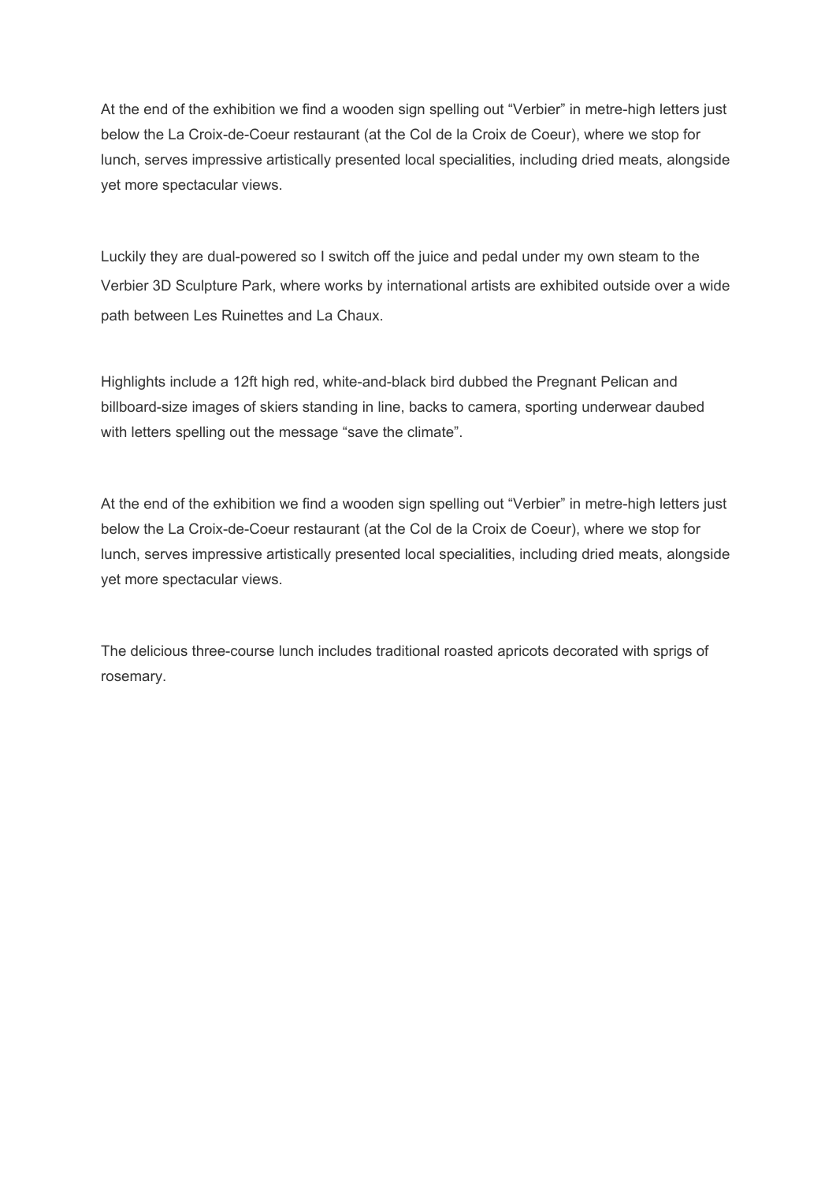At the end of the exhibition we find a wooden sign spelling out “Verbier” in metre-high letters just below the La Croix-de-Coeur restaurant (at the Col de la Croix de Coeur), where we stop for lunch, serves impressive artistically presented local specialities, including dried meats, alongside yet more spectacular views.

Luckily they are dual-powered so I switch off the juice and pedal under my own steam to the Verbier 3D Sculpture Park, where works by international artists are exhibited outside over a wide path between Les Ruinettes and La Chaux.

Highlights include a 12ft high red, white-and-black bird dubbed the Pregnant Pelican and billboard-size images of skiers standing in line, backs to camera, sporting underwear daubed with letters spelling out the message “save the climate”.

At the end of the exhibition we find a wooden sign spelling out “Verbier” in metre-high letters just below the La Croix-de-Coeur restaurant (at the Col de la Croix de Coeur), where we stop for lunch, serves impressive artistically presented local specialities, including dried meats, alongside yet more spectacular views.

The delicious three-course lunch includes traditional roasted apricots decorated with sprigs of rosemary.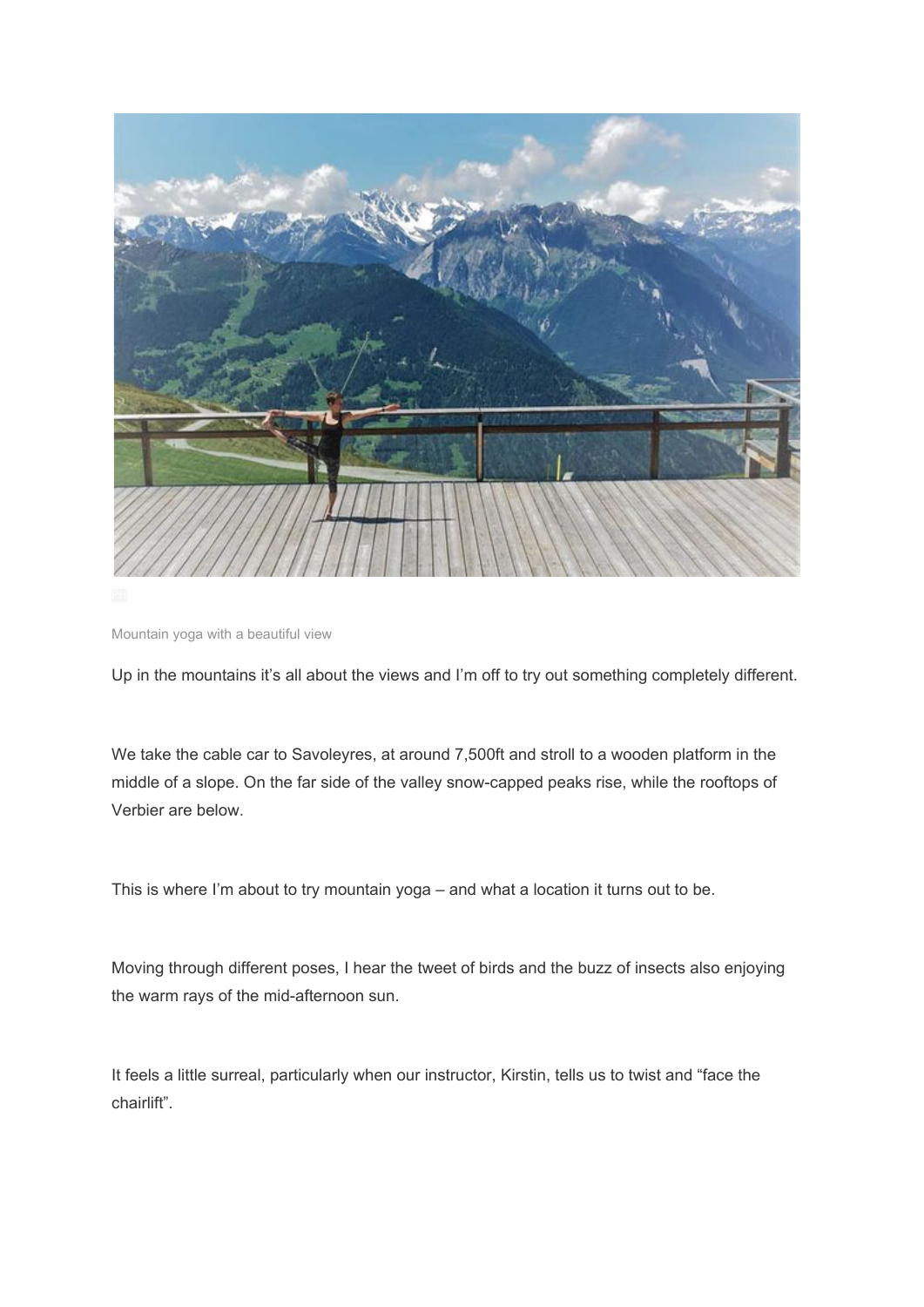Mountain yoga with a beautiful view

Up in the mountains it's all about the views and I'm off to try out something completely different.

We take the cable car to Savoleyres, at around 7,500ft and stroll to a wooden platform in the middle of a slope. On the far side of the valley snow-capped peaks rise, while the rooftops of Verbier are below.

This is where I'm about to try mountain yoga – and what a location it turns out to be.

Moving through different poses, I hear the tweet of birds and the buzz of insects also enjoying the warm rays of the mid-afternoon sun.

It feels a little surreal, particularly when our instructor, Kirstin, tells us to twist and "face the chairlift".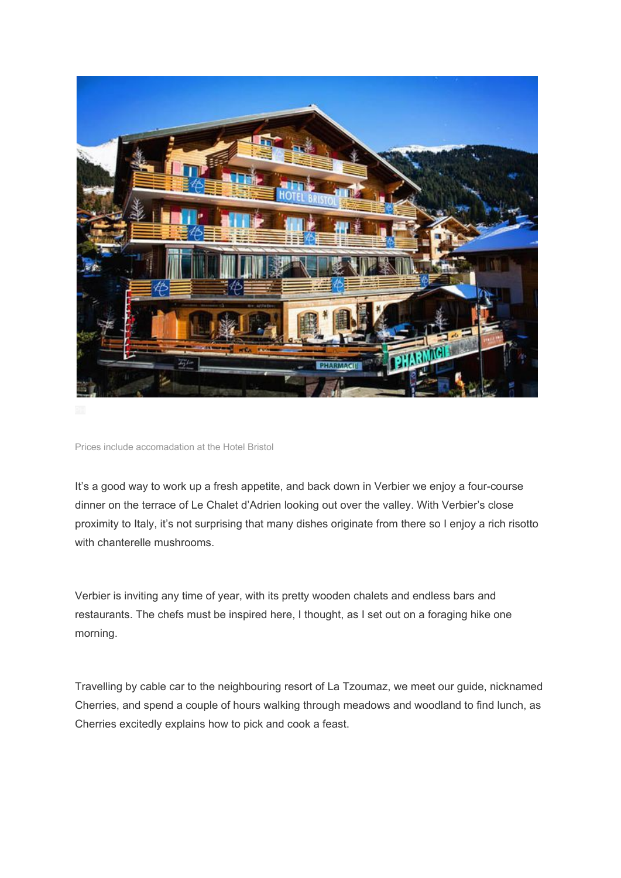Prices include accomadation at the Hotel Bristol

It's a good way to work up a fresh appetite, and back down in Verbier we enjoy a four-course dinner on the terrace of Le Chalet d'Adrien looking out over the valley. With Verbier's close proximity to Italy, it's not surprising that many dishes originate from there so I enjoy a rich risotto with chanterelle mushrooms.

Verbier is inviting any time of year, with its pretty wooden chalets and endless bars and restaurants. The chefs must be inspired here, I thought, as I set out on a foraging hike one morning.

Travelling by cable car to the neighbouring resort of La Tzoumaz, we meet our guide, nicknamed Cherries, and spend a couple of hours walking through meadows and woodland to find lunch, as Cherries excitedly explains how to pick and cook a feast.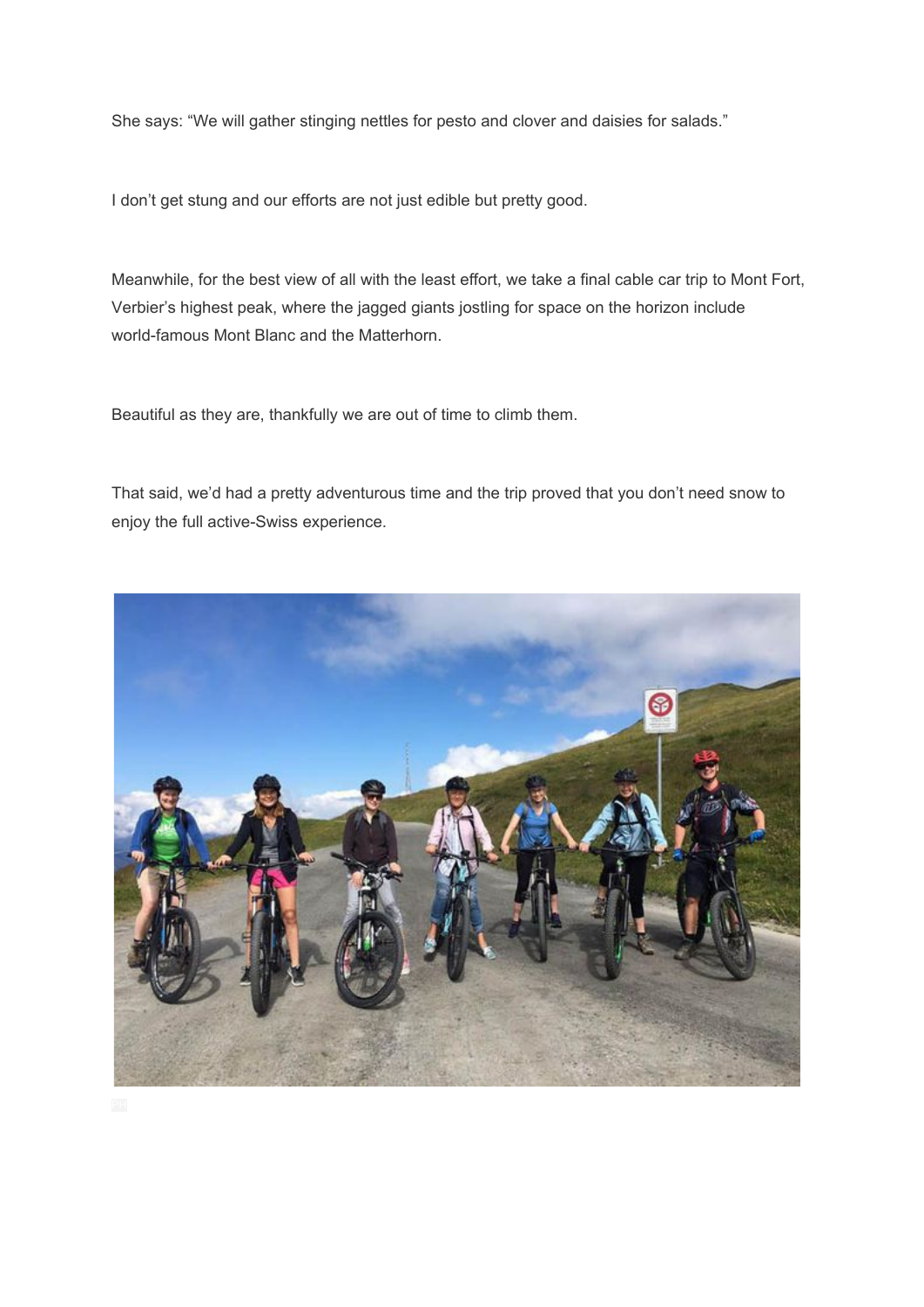She says: “We will gather stinging nettles for pesto and clover and daisies for salads.”

I don’t get stung and our efforts are not just edible but pretty good.

Meanwhile, for the best view of all with the least effort, we take a final cable car trip to Mont Fort, Verbier’s highest peak, where the jagged giants jostling for space on the horizon include world-famous Mont Blanc and the Matterhorn.

Beautiful as they are, thankfully we are out of time to climb them.

That said, we’d had a pretty adventurous time and the trip proved that you don’t need snow to enjoy the full active-Swiss experience.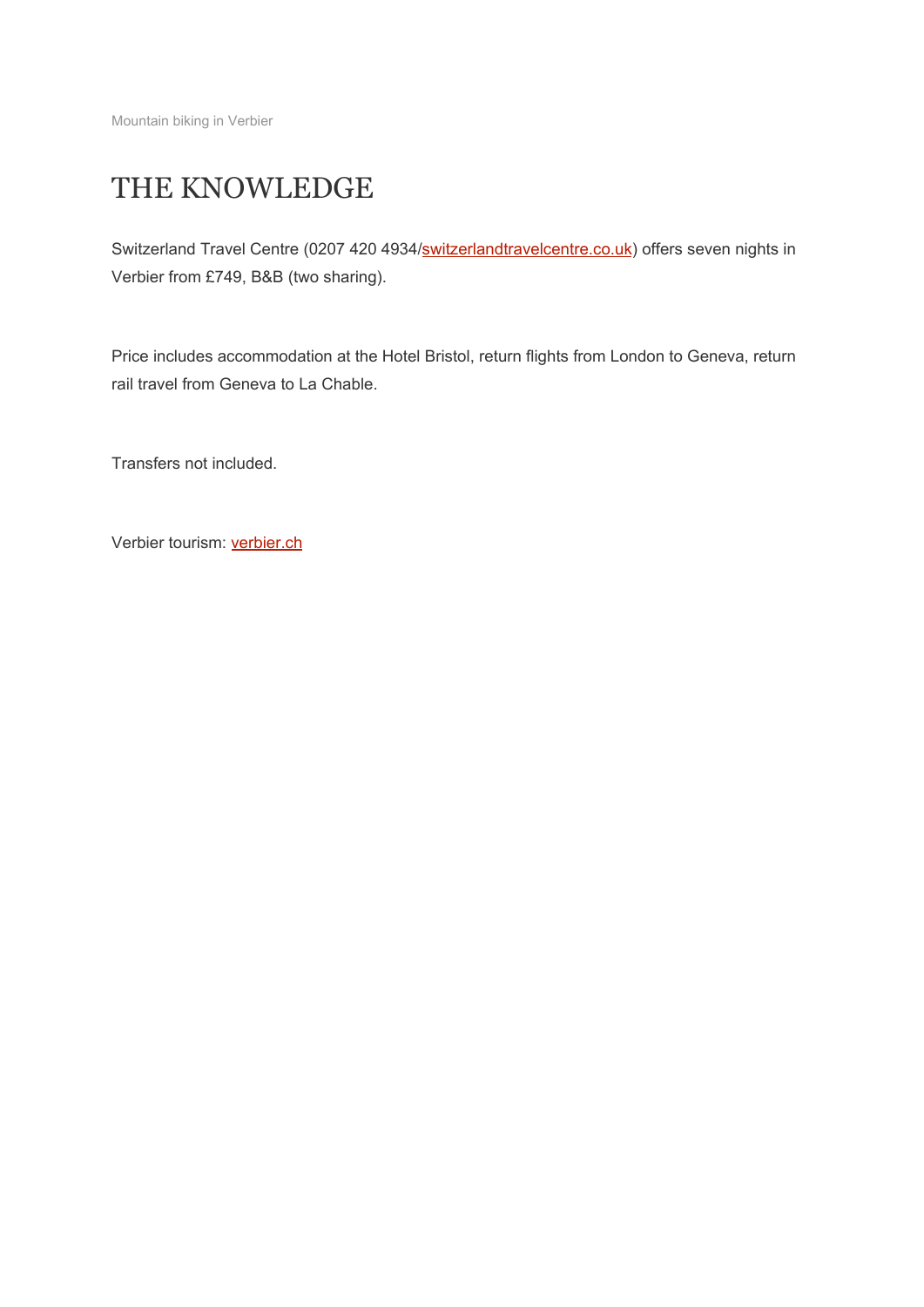Mountain biking in Verbier

# THE KNOWLEDGE

Switzerland Travel Centre (0207 420 4934/switzerlandtravelcentre.co.uk) offers seven nights in Verbier from £749, B&B (two sharing).

Price includes accommodation at the Hotel Bristol, return flights from London to Geneva, return rail travel from Geneva to La Chable.

Transfers not included.

Verbier tourism: verbier.ch